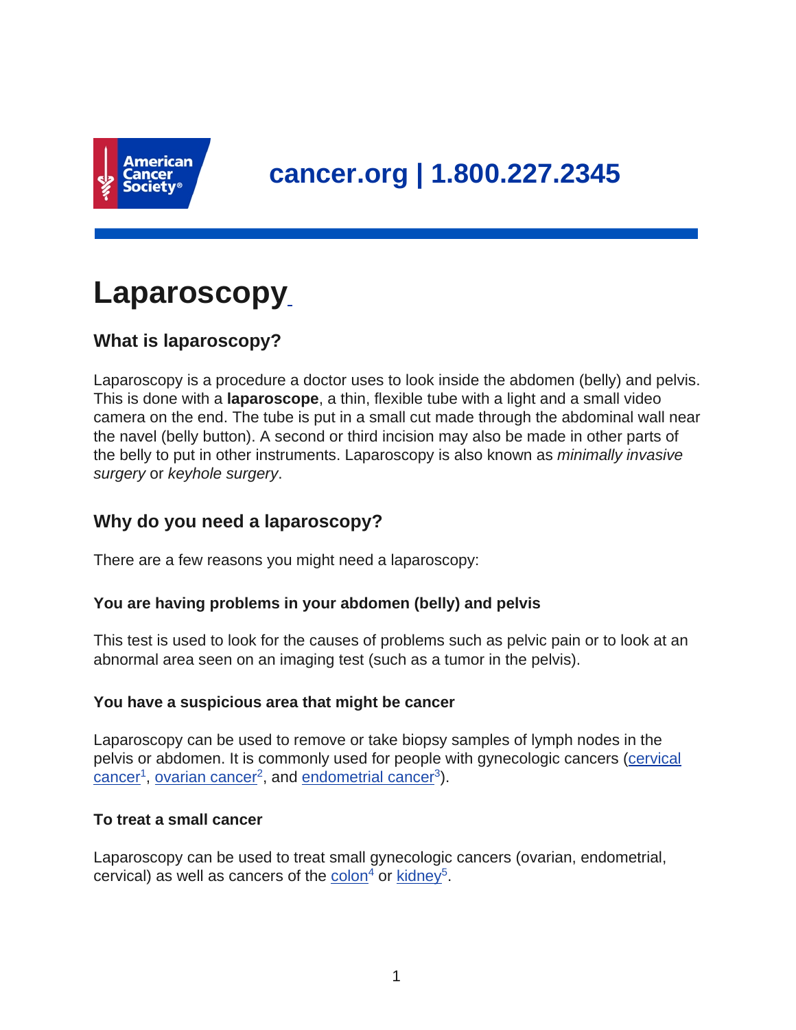cancer.org | 1.800.227.2345

# Laparoscopy

## What is laparoscopy?

Laparoscopy is a procedure a doctor uses to look inside the abdomen (belly) and pelvis. This is done with a **laparoscope**, a thin, flexible tube with a light and a small video camera on the end. The tube is put in a small cut made through the abdominal wall near the navel (belly button). A second or third incision may also be made in other parts of the belly to put in other instruments. Laparoscopy is also known as *minimally invasive surgery* or *keyhole surgery*.

## Why do you need a laparoscopy?

There are a few reasons you might need a laparoscopy:

### You are having problems in your abdomen (belly) and pelvis

This test is used to look for the causes of problems such as pelvic pain or to look at an abnormal area seen on an imaging test (such as a tumor in the pelvis).

### You have a suspicious area that might be cancer

Laparoscopy can be used to remove or take biopsy samples of lymph nodes in the pelvis or abdomen. It is commonly used for people with gynecologic cancers (cervical cancer[1], ovarian cancer[2], and endometrial cancer[3]).

### To treat a small cancer

Laparoscopy can be used to treat small gynecologic cancers (ovarian, endometrial, cervical) as well as cancers of the colon[4] or kidney[5].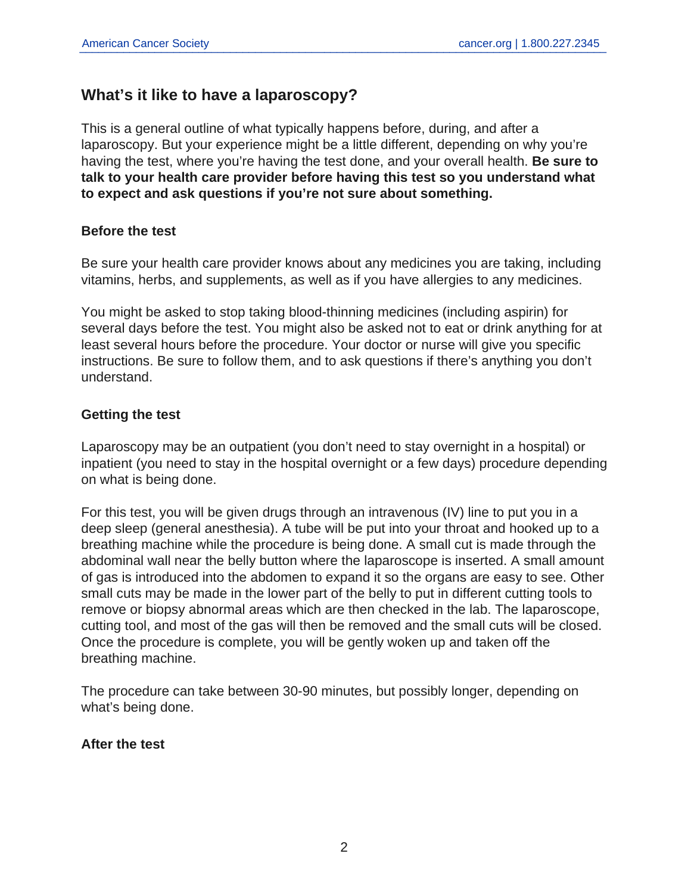## What's it like to have a laparoscopy?

This is a general outline of what typically happens before, during, and after a laparoscopy. But your experience might be a little different, depending on why you're having the test, where you're having the test done, and your overall health. **Be sure to talk to your health care provider before having this test so you understand what to expect and ask questions if you're not sure about something.**

### Before the test

Be sure your health care provider knows about any medicines you are taking, including vitamins, herbs, and supplements, as well as if you have allergies to any medicines.

You might be asked to stop taking blood-thinning medicines (including aspirin) for several days before the test. You might also be asked not to eat or drink anything for at least several hours before the procedure. Your doctor or nurse will give you specific instructions. Be sure to follow them, and to ask questions if there's anything you don't understand.

### Getting the test

Laparoscopy may be an outpatient (you don't need to stay overnight in a hospital) or inpatient (you need to stay in the hospital overnight or a few days) procedure depending on what is being done.

For this test, you will be given drugs through an intravenous (IV) line to put you in a deep sleep (general anesthesia). A tube will be put into your throat and hooked up to a breathing machine while the procedure is being done. A small cut is made through the abdominal wall near the belly button where the laparoscope is inserted. A small amount of gas is introduced into the abdomen to expand it so the organs are easy to see. Other small cuts may be made in the lower part of the belly to put in different cutting tools to remove or biopsy abnormal areas which are then checked in the lab. The laparoscope, cutting tool, and most of the gas will then be removed and the small cuts will be closed. Once the procedure is complete, you will be gently woken up and taken off the breathing machine.

The procedure can take between 30-90 minutes, but possibly longer, depending on what's being done.

### After the test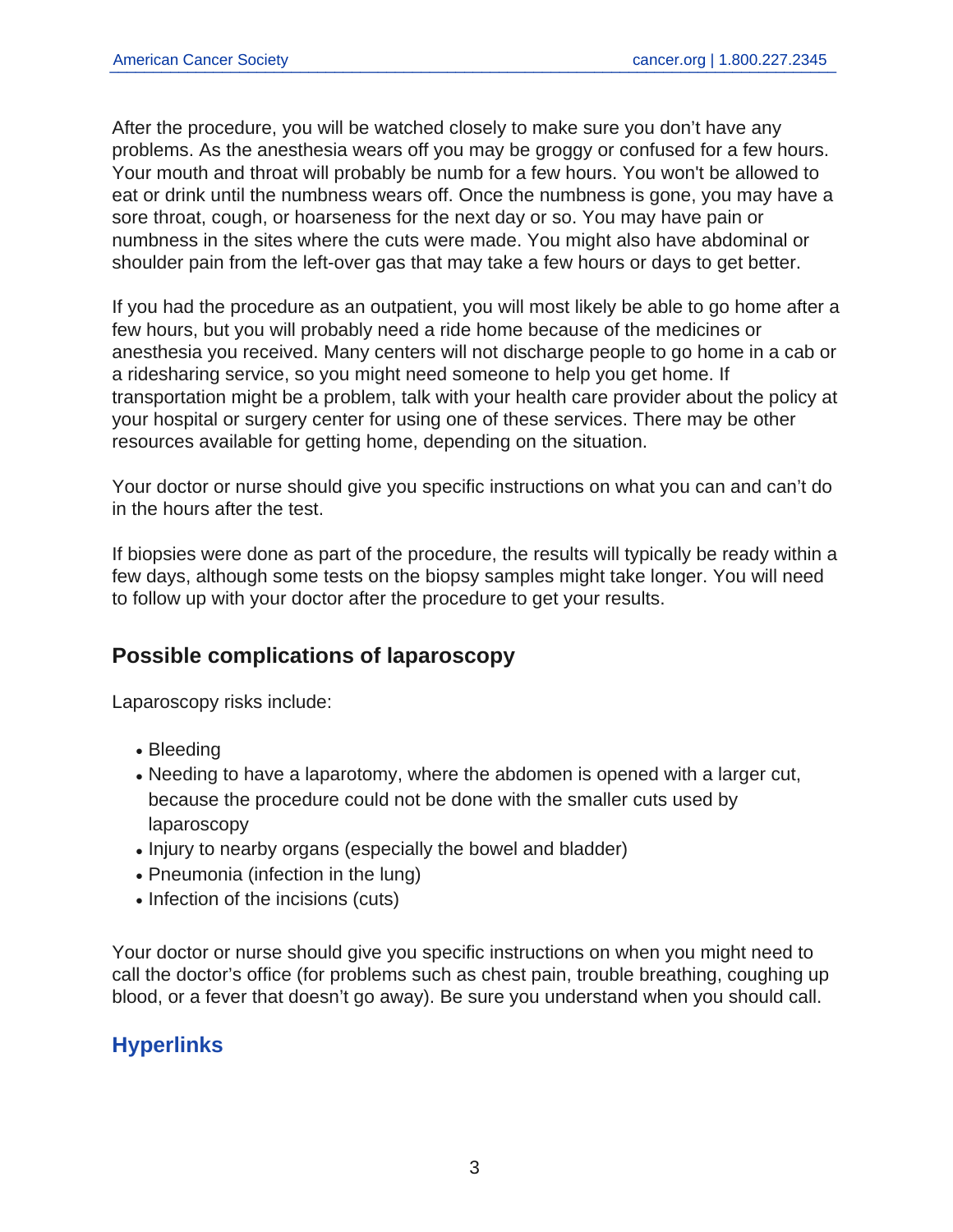After the procedure, you will be watched closely to make sure you don't have any problems. As the anesthesia wears off you may be groggy or confused for a few hours. Your mouth and throat will probably be numb for a few hours. You won't be allowed to eat or drink until the numbness wears off. Once the numbness is gone, you may have a sore throat, cough, or hoarseness for the next day or so. You may have pain or numbness in the sites where the cuts were made. You might also have abdominal or shoulder pain from the left-over gas that may take a few hours or days to get better.

If you had the procedure as an outpatient, you will most likely be able to go home after a few hours, but you will probably need a ride home because of the medicines or anesthesia you received. Many centers will not discharge people to go home in a cab or a ridesharing service, so you might need someone to help you get home. If transportation might be a problem, talk with your health care provider about the policy at your hospital or surgery center for using one of these services. There may be other resources available for getting home, depending on the situation.

Your doctor or nurse should give you specific instructions on what you can and can't do in the hours after the test.

If biopsies were done as part of the procedure, the results will typically be ready within a few days, although some tests on the biopsy samples might take longer. You will need to follow up with your doctor after the procedure to get your results.

## Possible complications of laparoscopy

Laparoscopy risks include:

- Bleeding
- Needing to have a laparotomy, where the abdomen is opened with a larger cut, because the procedure could not be done with the smaller cuts used by laparoscopy
- Injury to nearby organs (especially the bowel and bladder)
- Pneumonia (infection in the lung)
- Infection of the incisions (cuts)

Your doctor or nurse should give you specific instructions on when you might need to call the doctor's office (for problems such as chest pain, trouble breathing, coughing up blood, or a fever that doesn't go away). Be sure you understand when you should call.

## Hyperlinks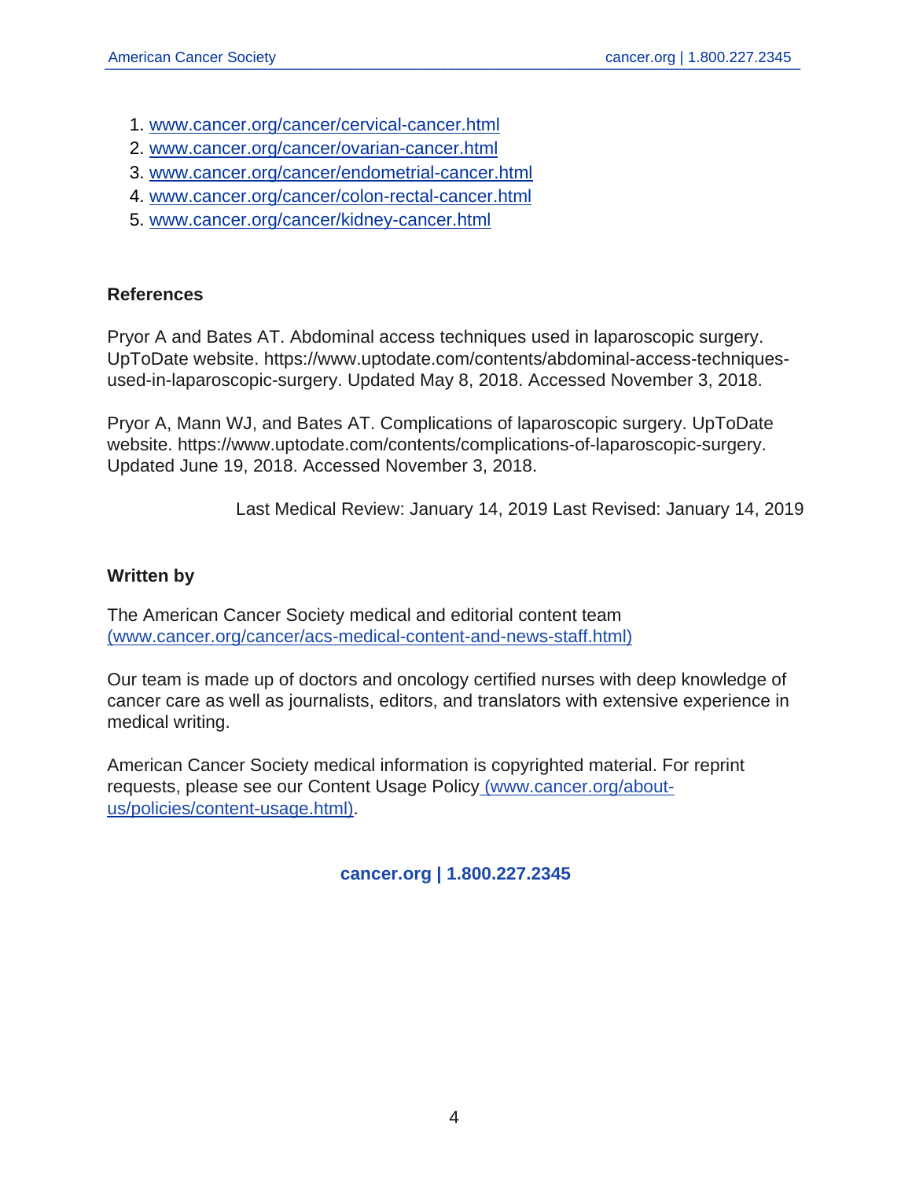1. www.cancer.org/cancer/cervical-cancer.html
2. www.cancer.org/cancer/ovarian-cancer.html
3. www.cancer.org/cancer/endometrial-cancer.html
4. www.cancer.org/cancer/colon-rectal-cancer.html
5. www.cancer.org/cancer/kidney-cancer.html

## References

Pryor A and Bates AT. Abdominal access techniques used in laparoscopic surgery. UpToDate website. https://www.uptodate.com/contents/abdominal-access-techniques-used-in-laparoscopic-surgery. Updated May 8, 2018. Accessed November 3, 2018.

Pryor A, Mann WJ, and Bates AT. Complications of laparoscopic surgery. UpToDate website. https://www.uptodate.com/contents/complications-of-laparoscopic-surgery. Updated June 19, 2018. Accessed November 3, 2018.

Last Medical Review: January 14, 2019 Last Revised: January 14, 2019

## Written by

The American Cancer Society medical and editorial content team (www.cancer.org/cancer/acs-medical-content-and-news-staff.html)

Our team is made up of doctors and oncology certified nurses with deep knowledge of cancer care as well as journalists, editors, and translators with extensive experience in medical writing.

American Cancer Society medical information is copyrighted material. For reprint requests, please see our Content Usage Policy (www.cancer.org/about-us/policies/content-usage.html).

**cancer.org | 1.800.227.2345**